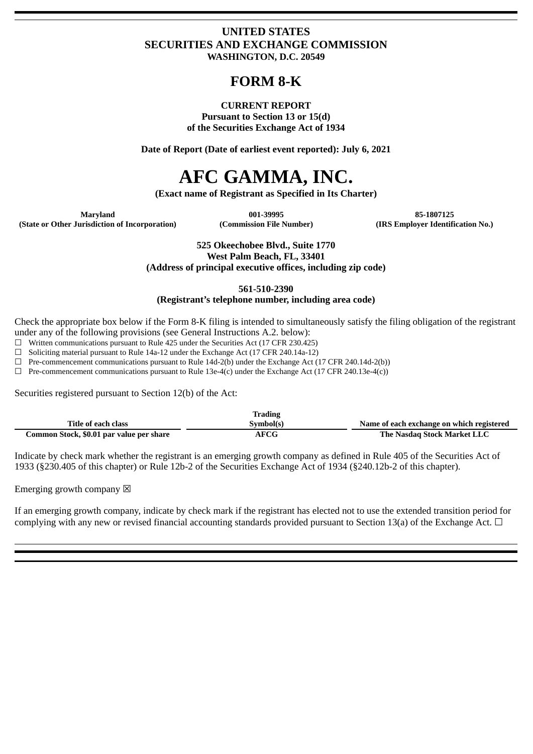# UNITED STATES
# SECURITIES AND EXCHANGE COMMISSION
**WASHINGTON, D.C. 20549**

# FORM 8-K

**CURRENT REPORT**
**Pursuant to Section 13 or 15(d)**
**of the Securities Exchange Act of 1934**

**Date of Report (Date of earliest event reported): July 6, 2021**

# AFC GAMMA, INC.

**(Exact name of Registrant as Specified in Its Charter)**

| Maryland | 001-39995 | 85-1807125 |
|---|---|---|
| (State or Other Jurisdiction of Incorporation) | (Commission File Number) | (IRS Employer Identification No.) |

**525 Okeechobee Blvd., Suite 1770**
**West Palm Beach, FL, 33401**
**(Address of principal executive offices, including zip code)**

**561-510-2390**
**(Registrant's telephone number, including area code)**

Check the appropriate box below if the Form 8-K filing is intended to simultaneously satisfy the filing obligation of the registrant under any of the following provisions (see General Instructions A.2. below):

☐ Written communications pursuant to Rule 425 under the Securities Act (17 CFR 230.425)
☐ Soliciting material pursuant to Rule 14a-12 under the Exchange Act (17 CFR 240.14a-12)
☐ Pre-commencement communications pursuant to Rule 14d-2(b) under the Exchange Act (17 CFR 240.14d-2(b))
☐ Pre-commencement communications pursuant to Rule 13e-4(c) under the Exchange Act (17 CFR 240.13e-4(c))

Securities registered pursuant to Section 12(b) of the Act:

| Title of each class | Trading Symbol(s) | Name of each exchange on which registered |
|---|---|---|
| Common Stock, $0.01 par value per share | AFCG | The Nasdaq Stock Market LLC |

Indicate by check mark whether the registrant is an emerging growth company as defined in Rule 405 of the Securities Act of 1933 (§230.405 of this chapter) or Rule 12b-2 of the Securities Exchange Act of 1934 (§240.12b-2 of this chapter).

Emerging growth company ☒

If an emerging growth company, indicate by check mark if the registrant has elected not to use the extended transition period for complying with any new or revised financial accounting standards provided pursuant to Section 13(a) of the Exchange Act. ☐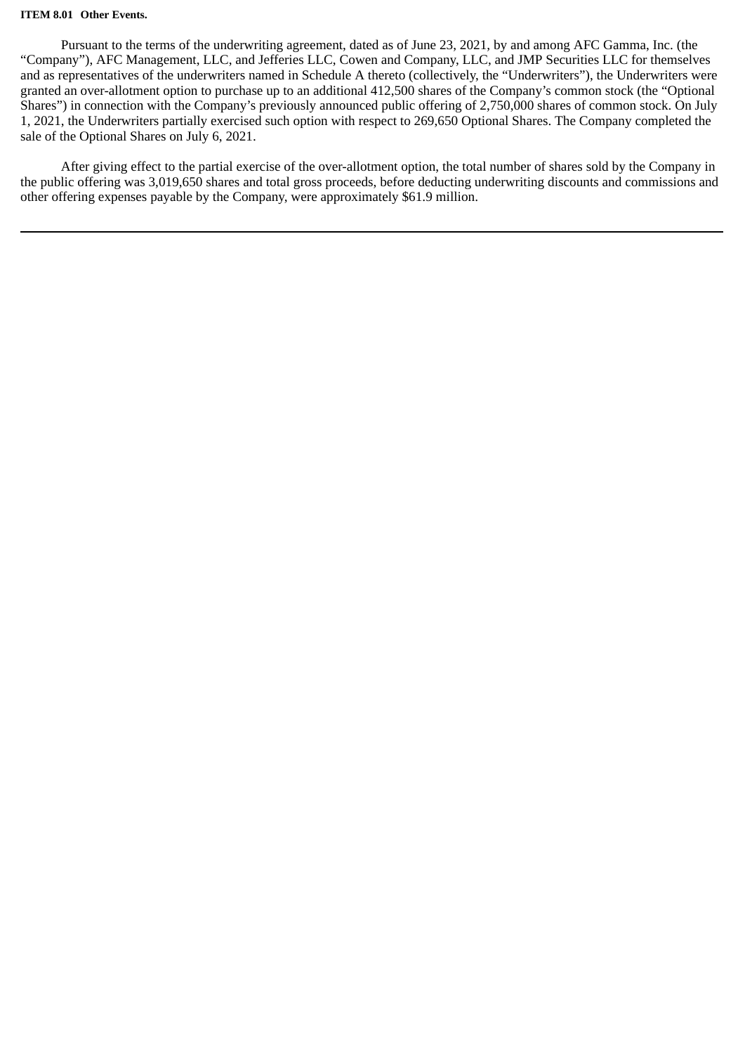**ITEM 8.01 Other Events.**

Pursuant to the terms of the underwriting agreement, dated as of June 23, 2021, by and among AFC Gamma, Inc. (the "Company"), AFC Management, LLC, and Jefferies LLC, Cowen and Company, LLC, and JMP Securities LLC for themselves and as representatives of the underwriters named in Schedule A thereto (collectively, the "Underwriters"), the Underwriters were granted an over-allotment option to purchase up to an additional 412,500 shares of the Company's common stock (the "Optional Shares") in connection with the Company's previously announced public offering of 2,750,000 shares of common stock. On July 1, 2021, the Underwriters partially exercised such option with respect to 269,650 Optional Shares. The Company completed the sale of the Optional Shares on July 6, 2021.

After giving effect to the partial exercise of the over-allotment option, the total number of shares sold by the Company in the public offering was 3,019,650 shares and total gross proceeds, before deducting underwriting discounts and commissions and other offering expenses payable by the Company, were approximately $61.9 million.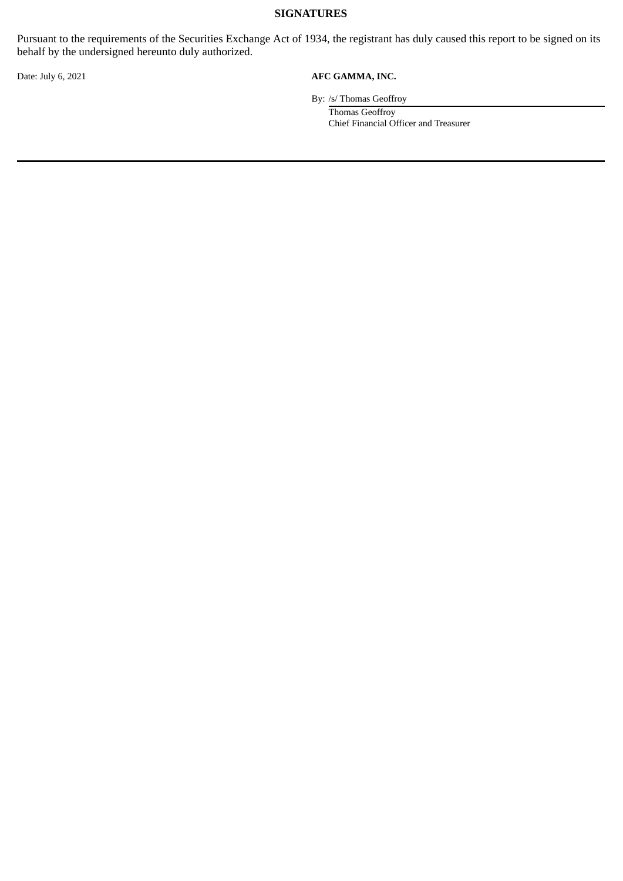**SIGNATURES**

Pursuant to the requirements of the Securities Exchange Act of 1934, the registrant has duly caused this report to be signed on its behalf by the undersigned hereunto duly authorized.

Date: July 6, 2021

**AFC GAMMA, INC.**

By: /s/ Thomas Geoffroy

Thomas Geoffroy
Chief Financial Officer and Treasurer